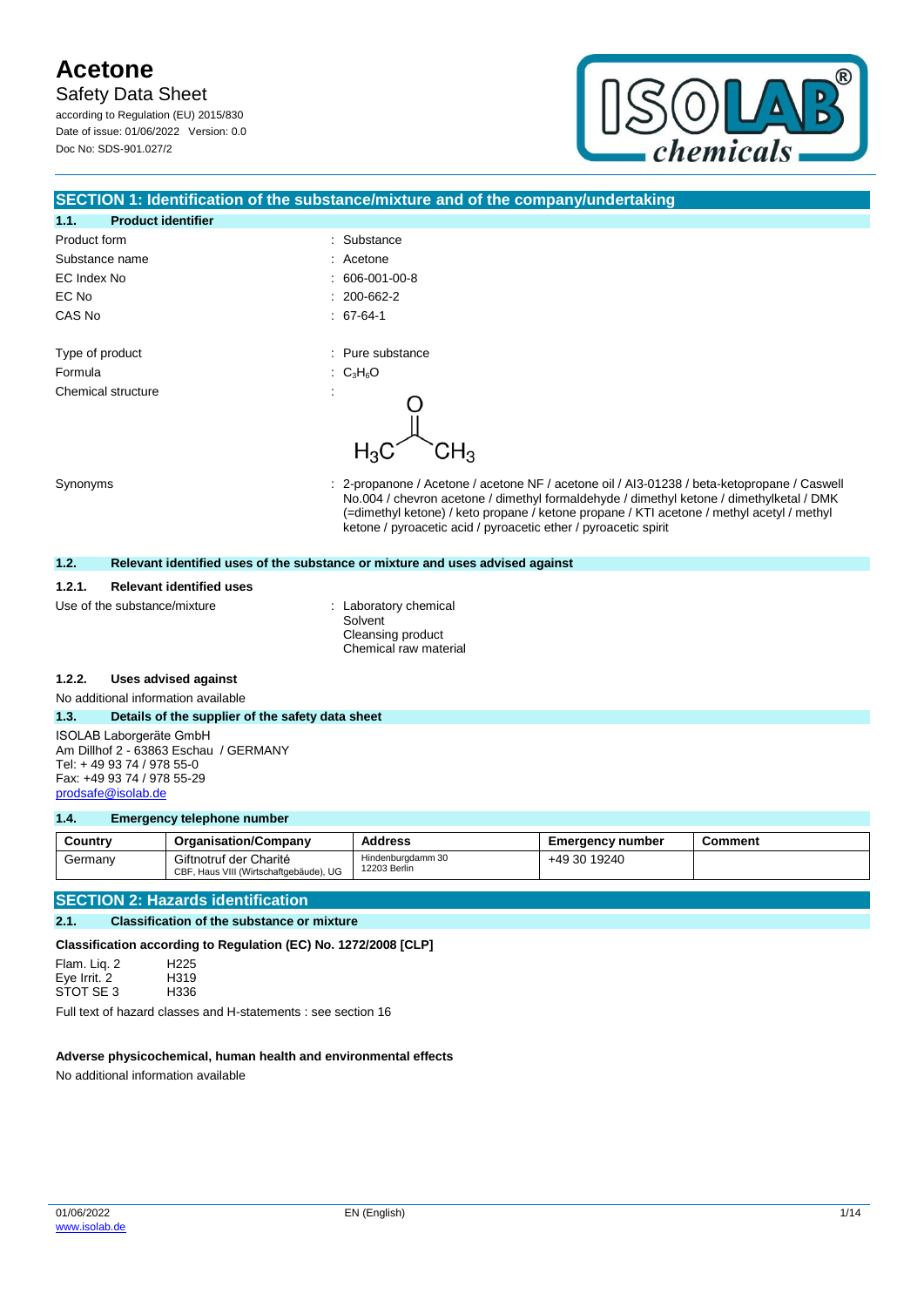# Acetone

## Safety Data Sheet

according to Regulation (EU) 2015/830
Date of issue: 01/06/2022 Version: 0.0
Doc No: SDS-901.027/2

## SECTION 1: Identification of the substance/mixture and of the company/undertaking

### 1.1. Product identifier

| | |
|---|---|
| Product form | : Substance |
| Substance name | : Acetone |
| EC Index No | : 606-001-00-8 |
| EC No | : 200-662-2 |
| CAS No | : 67-64-1 |
| Type of product | : Pure substance |
| Formula | : $C_3H_6O$ |
| Chemical structure | : |
| Synonyms | : 2-propanone / Acetone / acetone NF / acetone oil / AI3-01238 / beta-ketopropane / Caswell No.004 / chevron acetone / dimethyl formaldehyde / dimethyl ketone / dimethylketal / DMK (=dimethyl ketone) / keto propane / ketone propane / KTI acetone / methyl acetyl / methyl ketone / pyroacetic acid / pyroacetic ether / pyroacetic spirit |

### 1.2. Relevant identified uses of the substance or mixture and uses advised against

#### 1.2.1. Relevant identified uses

Use of the substance/mixture : Laboratory chemical
Solvent
Cleansing product
Chemical raw material

#### 1.2.2. Uses advised against

No additional information available

### 1.3. Details of the supplier of the safety data sheet

ISOLAB Laborgeräte GmbH
Am Dillhof 2 - 63863 Eschau / GERMANY
Tel: + 49 93 74 / 978 55-0
Fax: +49 93 74 / 978 55-29
prodsafe@isolab.de

### 1.4. Emergency telephone number

| Country | Organisation/Company | Address | Emergency number | Comment |
|---|---|---|---|---|
| Germany | Giftnotruf der Charité<br>CBF, Haus VIII (Wirtschaftgebäude), UG | Hindenburgdamm 30<br>12203 Berlin | +49 30 19240 | |

## SECTION 2: Hazards identification

### 2.1. Classification of the substance or mixture

**Classification according to Regulation (EC) No. 1272/2008 [CLP]**

| | |
|---|---|
| Flam. Liq. 2 | H225 |
| Eye Irrit. 2 | H319 |
| STOT SE 3 | H336 |

Full text of hazard classes and H-statements : see section 16

**Adverse physicochemical, human health and environmental effects**

No additional information available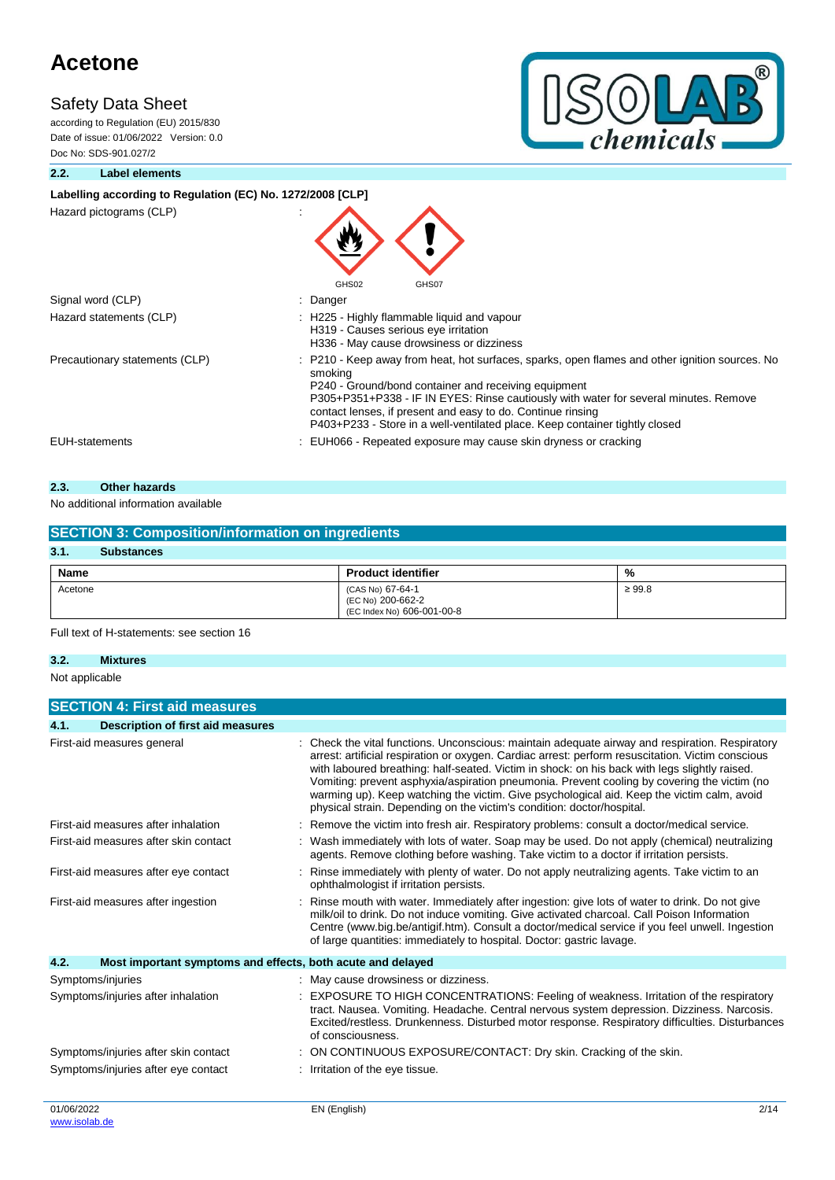### 2.2. Label elements

**Labelling according to Regulation (EC) No. 1272/2008 [CLP]**

| | |
|---|---|
| Hazard pictograms (CLP) | : GHS02 GHS07 |
| Signal word (CLP) | : Danger |
| Hazard statements (CLP) | : H225 - Highly flammable liquid and vapour<br>H319 - Causes serious eye irritation<br>H336 - May cause drowsiness or dizziness |
| Precautionary statements (CLP) | : P210 - Keep away from heat, hot surfaces, sparks, open flames and other ignition sources. No smoking<br>P240 - Ground/bond container and receiving equipment<br>P305+P351+P338 - IF IN EYES: Rinse cautiously with water for several minutes. Remove contact lenses, if present and easy to do. Continue rinsing<br>P403+P233 - Store in a well-ventilated place. Keep container tightly closed |
| EUH-statements | : EUH066 - Repeated exposure may cause skin dryness or cracking |

### 2.3. Other hazards

No additional information available

## SECTION 3: Composition/information on ingredients

### 3.1. Substances

| Name | Product identifier | % |
|---|---|---|
| Acetone | (CAS No) 67-64-1<br>(EC No) 200-662-2<br>(EC Index No) 606-001-00-8 | ≥ 99.8 |

Full text of H-statements: see section 16

### 3.2. Mixtures

Not applicable

## SECTION 4: First aid measures

### 4.1. Description of first aid measures

| | |
|---|---|
| First-aid measures general | : Check the vital functions. Unconscious: maintain adequate airway and respiration. Respiratory arrest: artificial respiration or oxygen. Cardiac arrest: perform resuscitation. Victim conscious with laboured breathing: half-seated. Victim in shock: on his back with legs slightly raised. Vomiting: prevent asphyxia/aspiration pneumonia. Prevent cooling by covering the victim (no warming up). Keep watching the victim. Give psychological aid. Keep the victim calm, avoid physical strain. Depending on the victim's condition: doctor/hospital. |
| First-aid measures after inhalation | : Remove the victim into fresh air. Respiratory problems: consult a doctor/medical service. |
| First-aid measures after skin contact | : Wash immediately with lots of water. Soap may be used. Do not apply (chemical) neutralizing agents. Remove clothing before washing. Take victim to a doctor if irritation persists. |
| First-aid measures after eye contact | : Rinse immediately with plenty of water. Do not apply neutralizing agents. Take victim to an ophthalmologist if irritation persists. |
| First-aid measures after ingestion | : Rinse mouth with water. Immediately after ingestion: give lots of water to drink. Do not give milk/oil to drink. Do not induce vomiting. Give activated charcoal. Call Poison Information Centre (www.big.be/antigif.htm). Consult a doctor/medical service if you feel unwell. Ingestion of large quantities: immediately to hospital. Doctor: gastric lavage. |

### 4.2. Most important symptoms and effects, both acute and delayed

| | |
|---|---|
| Symptoms/injuries | : May cause drowsiness or dizziness. |
| Symptoms/injuries after inhalation | : EXPOSURE TO HIGH CONCENTRATIONS: Feeling of weakness. Irritation of the respiratory tract. Nausea. Vomiting. Headache. Central nervous system depression. Dizziness. Narcosis. Excited/restless. Drunkenness. Disturbed motor response. Respiratory difficulties. Disturbances of consciousness. |
| Symptoms/injuries after skin contact | : ON CONTINUOUS EXPOSURE/CONTACT: Dry skin. Cracking of the skin. |
| Symptoms/injuries after eye contact | : Irritation of the eye tissue. |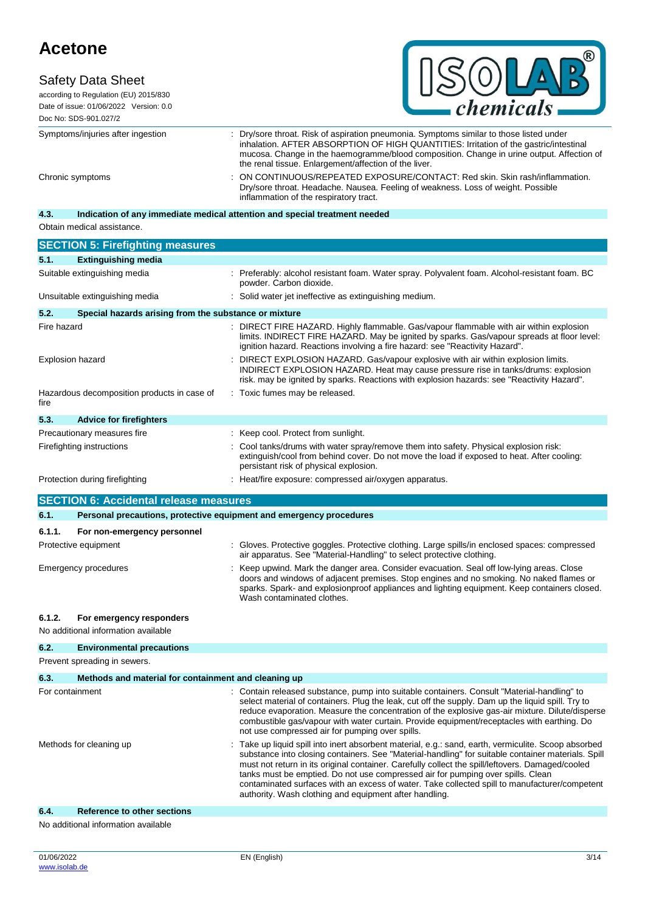| | |
|---|---|
| Symptoms/injuries after ingestion | : Dry/sore throat. Risk of aspiration pneumonia. Symptoms similar to those listed under inhalation. AFTER ABSORPTION OF HIGH QUANTITIES: Irritation of the gastric/intestinal mucosa. Change in the haemogramme/blood composition. Change in urine output. Affection of the renal tissue. Enlargement/affection of the liver. |
| Chronic symptoms | : ON CONTINUOUS/REPEATED EXPOSURE/CONTACT: Red skin. Skin rash/inflammation. Dry/sore throat. Headache. Nausea. Feeling of weakness. Loss of weight. Possible inflammation of the respiratory tract. |

### 4.3. Indication of any immediate medical attention and special treatment needed

Obtain medical assistance.

## SECTION 5: Firefighting measures

### 5.1. Extinguishing media

| | |
|---|---|
| Suitable extinguishing media | : Preferably: alcohol resistant foam. Water spray. Polyvalent foam. Alcohol-resistant foam. BC powder. Carbon dioxide. |
| Unsuitable extinguishing media | : Solid water jet ineffective as extinguishing medium. |

### 5.2. Special hazards arising from the substance or mixture

| | |
|---|---|
| Fire hazard | : DIRECT FIRE HAZARD. Highly flammable. Gas/vapour flammable with air within explosion limits. INDIRECT FIRE HAZARD. May be ignited by sparks. Gas/vapour spreads at floor level: ignition hazard. Reactions involving a fire hazard: see "Reactivity Hazard". |
| Explosion hazard | : DIRECT EXPLOSION HAZARD. Gas/vapour explosive with air within explosion limits. INDIRECT EXPLOSION HAZARD. Heat may cause pressure rise in tanks/drums: explosion risk. may be ignited by sparks. Reactions with explosion hazards: see "Reactivity Hazard". |
| Hazardous decomposition products in case of fire | : Toxic fumes may be released. |

### 5.3. Advice for firefighters

| | |
|---|---|
| Precautionary measures fire | : Keep cool. Protect from sunlight. |
| Firefighting instructions | : Cool tanks/drums with water spray/remove them into safety. Physical explosion risk: extinguish/cool from behind cover. Do not move the load if exposed to heat. After cooling: persistant risk of physical explosion. |
| Protection during firefighting | : Heat/fire exposure: compressed air/oxygen apparatus. |

## SECTION 6: Accidental release measures

### 6.1. Personal precautions, protective equipment and emergency procedures

#### 6.1.1. For non-emergency personnel

| | |
|---|---|
| Protective equipment | : Gloves. Protective goggles. Protective clothing. Large spills/in enclosed spaces: compressed air apparatus. See "Material-Handling" to select protective clothing. |
| Emergency procedures | : Keep upwind. Mark the danger area. Consider evacuation. Seal off low-lying areas. Close doors and windows of adjacent premises. Stop engines and no smoking. No naked flames or sparks. Spark- and explosionproof appliances and lighting equipment. Keep containers closed. Wash contaminated clothes. |

#### 6.1.2. For emergency responders

No additional information available

### 6.2. Environmental precautions

Prevent spreading in sewers.

### 6.3. Methods and material for containment and cleaning up

| | |
|---|---|
| For containment | : Contain released substance, pump into suitable containers. Consult "Material-handling" to select material of containers. Plug the leak, cut off the supply. Dam up the liquid spill. Try to reduce evaporation. Measure the concentration of the explosive gas-air mixture. Dilute/disperse combustible gas/vapour with water curtain. Provide equipment/receptacles with earthing. Do not use compressed air for pumping over spills. |
| Methods for cleaning up | : Take up liquid spill into inert absorbent material, e.g.: sand, earth, vermiculite. Scoop absorbed substance into closing containers. See "Material-handling" for suitable container materials. Spill must not return in its original container. Carefully collect the spill/leftovers. Damaged/cooled tanks must be emptied. Do not use compressed air for pumping over spills. Clean contaminated surfaces with an excess of water. Take collected spill to manufacturer/competent authority. Wash clothing and equipment after handling. |

### 6.4. Reference to other sections

No additional information available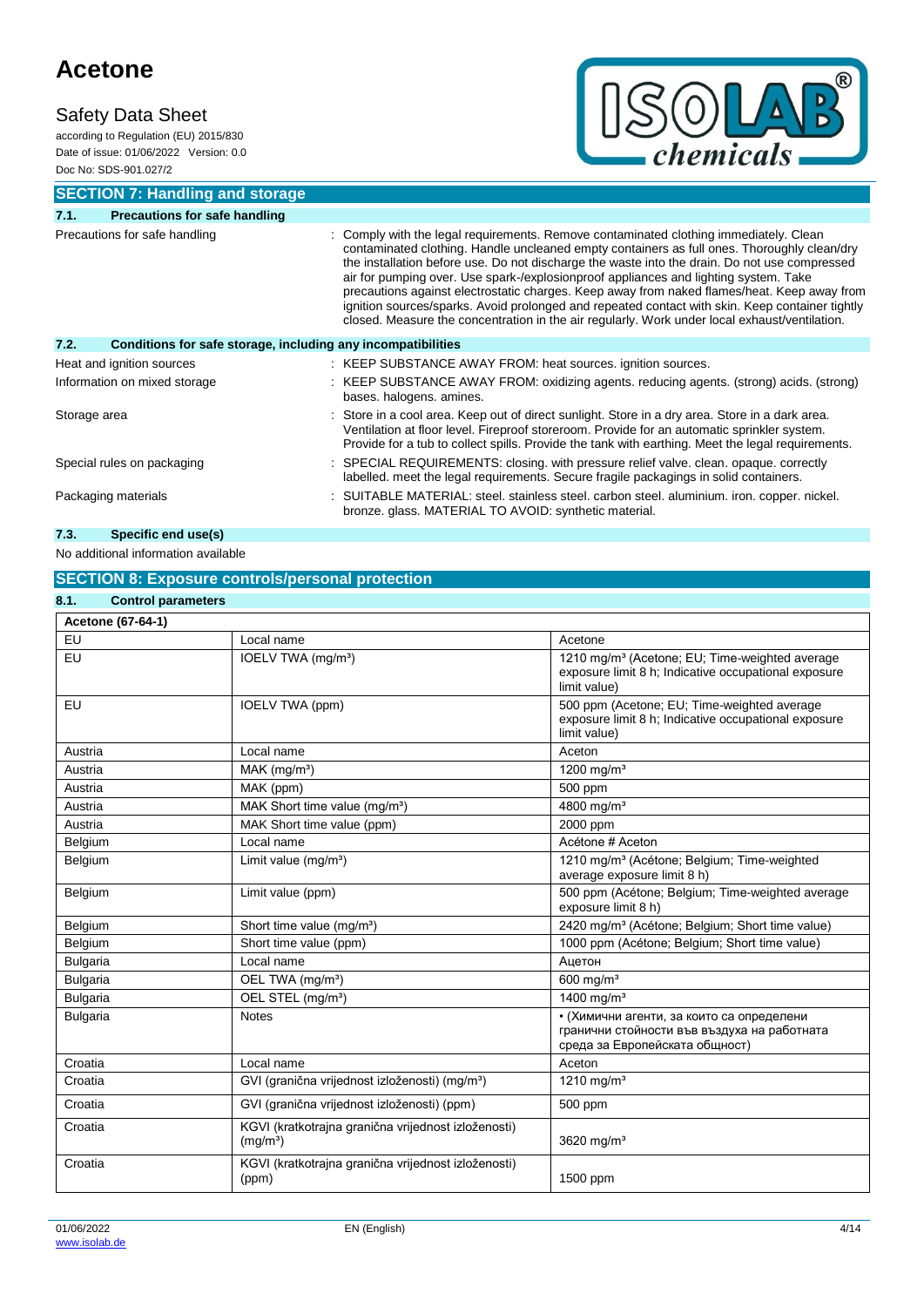## SECTION 7: Handling and storage

### 7.1. Precautions for safe handling

Precautions for safe handling : Comply with the legal requirements. Remove contaminated clothing immediately. Clean contaminated clothing. Handle uncleaned empty containers as full ones. Thoroughly clean/dry the installation before use. Do not discharge the waste into the drain. Do not use compressed air for pumping over. Use spark-/explosionproof appliances and lighting system. Take precautions against electrostatic charges. Keep away from naked flames/heat. Keep away from ignition sources/sparks. Avoid prolonged and repeated contact with skin. Keep container tightly closed. Measure the concentration in the air regularly. Work under local exhaust/ventilation.

### 7.2. Conditions for safe storage, including any incompatibilities

Heat and ignition sources : KEEP SUBSTANCE AWAY FROM: heat sources. ignition sources.

Information on mixed storage : KEEP SUBSTANCE AWAY FROM: oxidizing agents. reducing agents. (strong) acids. (strong) bases. halogens. amines.

Storage area : Store in a cool area. Keep out of direct sunlight. Store in a dry area. Store in a dark area. Ventilation at floor level. Fireproof storeroom. Provide for an automatic sprinkler system. Provide for a tub to collect spills. Provide the tank with earthing. Meet the legal requirements.

Special rules on packaging : SPECIAL REQUIREMENTS: closing. with pressure relief valve. clean. opaque. correctly labelled. meet the legal requirements. Secure fragile packagings in solid containers.

Packaging materials : SUITABLE MATERIAL: steel. stainless steel. carbon steel. aluminium. iron. copper. nickel. bronze. glass. MATERIAL TO AVOID: synthetic material.

### 7.3. Specific end use(s)

No additional information available

## SECTION 8: Exposure controls/personal protection

### 8.1. Control parameters

| Acetone (67-64-1) | | |
|---|---|---|
| EU | Local name | Acetone |
| EU | IOELV TWA (mg/m³) | 1210 mg/m³ (Acetone; EU; Time-weighted average exposure limit 8 h; Indicative occupational exposure limit value) |
| EU | IOELV TWA (ppm) | 500 ppm (Acetone; EU; Time-weighted average exposure limit 8 h; Indicative occupational exposure limit value) |
| Austria | Local name | Aceton |
| Austria | MAK (mg/m³) | 1200 mg/m³ |
| Austria | MAK (ppm) | 500 ppm |
| Austria | MAK Short time value (mg/m³) | 4800 mg/m³ |
| Austria | MAK Short time value (ppm) | 2000 ppm |
| Belgium | Local name | Acétone # Aceton |
| Belgium | Limit value (mg/m³) | 1210 mg/m³ (Acétone; Belgium; Time-weighted average exposure limit 8 h) |
| Belgium | Limit value (ppm) | 500 ppm (Acétone; Belgium; Time-weighted average exposure limit 8 h) |
| Belgium | Short time value (mg/m³) | 2420 mg/m³ (Acétone; Belgium; Short time value) |
| Belgium | Short time value (ppm) | 1000 ppm (Acétone; Belgium; Short time value) |
| Bulgaria | Local name | Ацетон |
| Bulgaria | OEL TWA (mg/m³) | 600 mg/m³ |
| Bulgaria | OEL STEL (mg/m³) | 1400 mg/m³ |
| Bulgaria | Notes | • (Химични агенти, за които са определени гранични стойности във въздуха на работната среда за Европейската общност) |
| Croatia | Local name | Aceton |
| Croatia | GVI (granična vrijednost izloženosti) (mg/m³) | 1210 mg/m³ |
| Croatia | GVI (granična vrijednost izloženosti) (ppm) | 500 ppm |
| Croatia | KGVI (kratkotrajna granična vrijednost izloženosti) (mg/m³) | 3620 mg/m³ |
| Croatia | KGVI (kratkotrajna granična vrijednost izloženosti) (ppm) | 1500 ppm |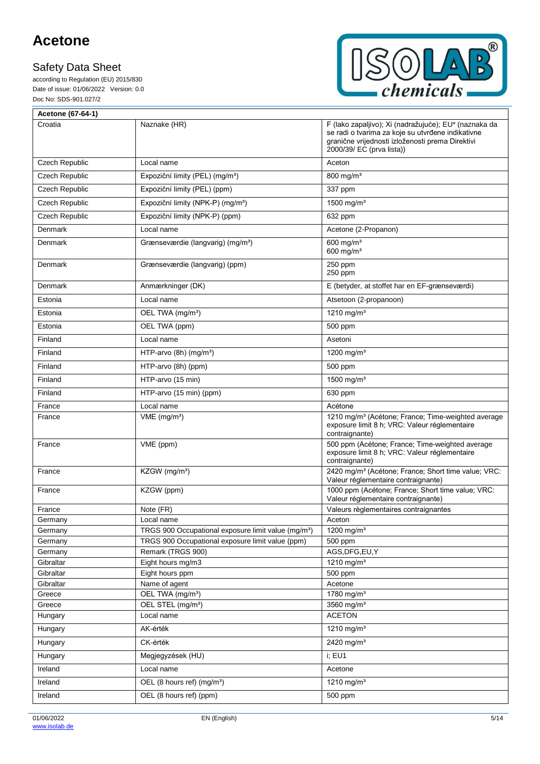| Acetone (67-64-1) | | |
|---|---|---|
| Croatia | Naznake (HR) | F (lako zapaljivo); Xi (nadražujuće); EU* (naznaka da se radi o tvarima za koje su utvrđene indikativne granične vrijednosti izloženosti prema Direktivi 2000/39/ EC (prva lista)) |
| Czech Republic | Local name | Aceton |
| Czech Republic | Expoziční limity (PEL) (mg/m³) | 800 mg/m³ |
| Czech Republic | Expoziční limity (PEL) (ppm) | 337 ppm |
| Czech Republic | Expoziční limity (NPK-P) (mg/m³) | 1500 mg/m³ |
| Czech Republic | Expoziční limity (NPK-P) (ppm) | 632 ppm |
| Denmark | Local name | Acetone (2-Propanon) |
| Denmark | Grænseværdie (langvarig) (mg/m³) | 600 mg/m³<br>600 mg/m³ |
| Denmark | Grænseværdie (langvarig) (ppm) | 250 ppm<br>250 ppm |
| Denmark | Anmærkninger (DK) | E (betyder, at stoffet har en EF-grænseværdi) |
| Estonia | Local name | Atsetoon (2-propanoon) |
| Estonia | OEL TWA (mg/m³) | 1210 mg/m³ |
| Estonia | OEL TWA (ppm) | 500 ppm |
| Finland | Local name | Asetoni |
| Finland | HTP-arvo (8h) (mg/m³) | 1200 mg/m³ |
| Finland | HTP-arvo (8h) (ppm) | 500 ppm |
| Finland | HTP-arvo (15 min) | 1500 mg/m³ |
| Finland | HTP-arvo (15 min) (ppm) | 630 ppm |
| France | Local name | Acétone |
| France | VME (mg/m³) | 1210 mg/m³ (Acétone; France; Time-weighted average exposure limit 8 h; VRC: Valeur réglementaire contraignante) |
| France | VME (ppm) | 500 ppm (Acétone; France; Time-weighted average exposure limit 8 h; VRC: Valeur réglementaire contraignante) |
| France | KZGW (mg/m³) | 2420 mg/m³ (Acétone; France; Short time value; VRC: Valeur réglementaire contraignante) |
| France | KZGW (ppm) | 1000 ppm (Acétone; France; Short time value; VRC: Valeur réglementaire contraignante) |
| France | Note (FR) | Valeurs règlementaires contraignantes |
| Germany | Local name | Aceton |
| Germany | TRGS 900 Occupational exposure limit value (mg/m³) | 1200 mg/m³ |
| Germany | TRGS 900 Occupational exposure limit value (ppm) | 500 ppm |
| Germany | Remark (TRGS 900) | AGS,DFG,EU,Y |
| Gibraltar | Eight hours mg/m3 | 1210 mg/m³ |
| Gibraltar | Eight hours ppm | 500 ppm |
| Gibraltar | Name of agent | Acetone |
| Greece | OEL TWA (mg/m³) | 1780 mg/m³ |
| Greece | OEL STEL (mg/m³) | 3560 mg/m³ |
| Hungary | Local name | ACETON |
| Hungary | AK-érték | 1210 mg/m³ |
| Hungary | CK-érték | 2420 mg/m³ |
| Hungary | Megjegyzések (HU) | i; EU1 |
| Ireland | Local name | Acetone |
| Ireland | OEL (8 hours ref) (mg/m³) | 1210 mg/m³ |
| Ireland | OEL (8 hours ref) (ppm) | 500 ppm |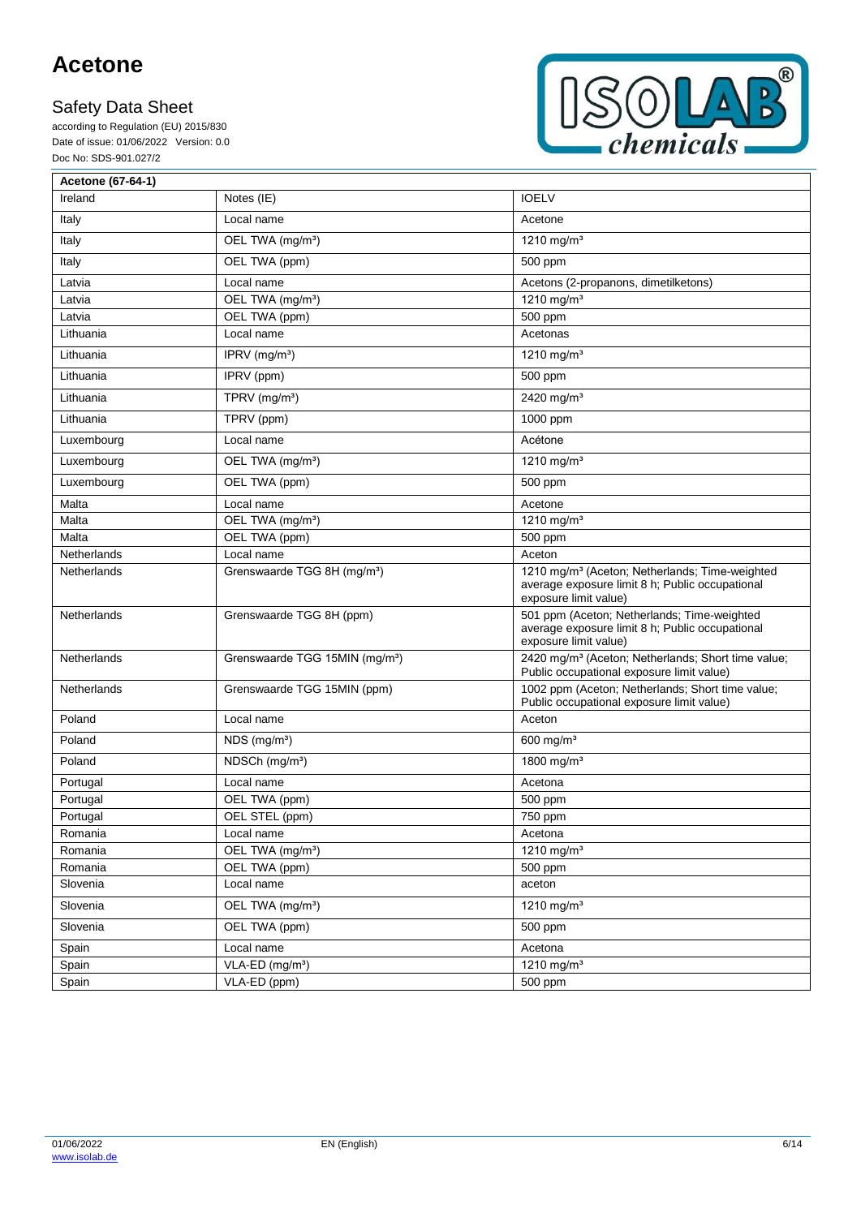| Acetone (67-64-1) | | |
|---|---|---|
| Ireland | Notes (IE) | IOELV |
| Italy | Local name | Acetone |
| Italy | OEL TWA (mg/m³) | 1210 mg/m³ |
| Italy | OEL TWA (ppm) | 500 ppm |
| Latvia | Local name | Acetons (2-propanons, dimetilketons) |
| Latvia | OEL TWA (mg/m³) | 1210 mg/m³ |
| Latvia | OEL TWA (ppm) | 500 ppm |
| Lithuania | Local name | Acetonas |
| Lithuania | IPRV (mg/m³) | 1210 mg/m³ |
| Lithuania | IPRV (ppm) | 500 ppm |
| Lithuania | TPRV (mg/m³) | 2420 mg/m³ |
| Lithuania | TPRV (ppm) | 1000 ppm |
| Luxembourg | Local name | Acétone |
| Luxembourg | OEL TWA (mg/m³) | 1210 mg/m³ |
| Luxembourg | OEL TWA (ppm) | 500 ppm |
| Malta | Local name | Acetone |
| Malta | OEL TWA (mg/m³) | 1210 mg/m³ |
| Malta | OEL TWA (ppm) | 500 ppm |
| Netherlands | Local name | Aceton |
| Netherlands | Grenswaarde TGG 8H (mg/m³) | 1210 mg/m³ (Aceton; Netherlands; Time-weighted average exposure limit 8 h; Public occupational exposure limit value) |
| Netherlands | Grenswaarde TGG 8H (ppm) | 501 ppm (Aceton; Netherlands; Time-weighted average exposure limit 8 h; Public occupational exposure limit value) |
| Netherlands | Grenswaarde TGG 15MIN (mg/m³) | 2420 mg/m³ (Aceton; Netherlands; Short time value; Public occupational exposure limit value) |
| Netherlands | Grenswaarde TGG 15MIN (ppm) | 1002 ppm (Aceton; Netherlands; Short time value; Public occupational exposure limit value) |
| Poland | Local name | Aceton |
| Poland | NDS (mg/m³) | 600 mg/m³ |
| Poland | NDSCh (mg/m³) | 1800 mg/m³ |
| Portugal | Local name | Acetona |
| Portugal | OEL TWA (ppm) | 500 ppm |
| Portugal | OEL STEL (ppm) | 750 ppm |
| Romania | Local name | Acetona |
| Romania | OEL TWA (mg/m³) | 1210 mg/m³ |
| Romania | OEL TWA (ppm) | 500 ppm |
| Slovenia | Local name | aceton |
| Slovenia | OEL TWA (mg/m³) | 1210 mg/m³ |
| Slovenia | OEL TWA (ppm) | 500 ppm |
| Spain | Local name | Acetona |
| Spain | VLA-ED (mg/m³) | 1210 mg/m³ |
| Spain | VLA-ED (ppm) | 500 ppm |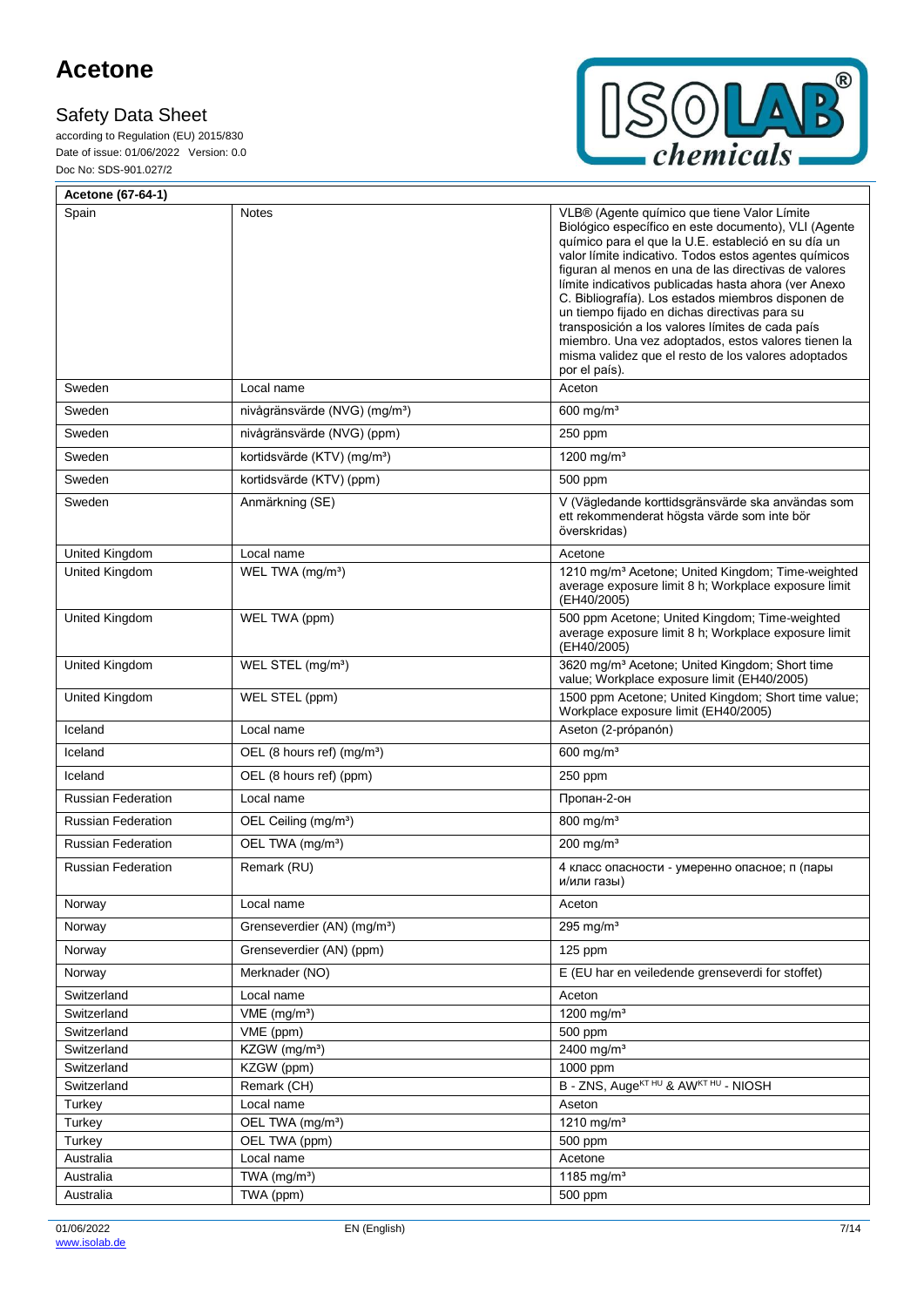| Acetone (67-64-1) | | |
|---|---|---|
| Spain | Notes | VLB® (Agente químico que tiene Valor Límite Biológico específico en este documento), VLI (Agente químico para el que la U.E. estableció en su día un valor límite indicativo. Todos estos agentes químicos figuran al menos en una de las directivas de valores límite indicativos publicadas hasta ahora (ver Anexo C. Bibliografía). Los estados miembros disponen de un tiempo fijado en dichas directivas para su transposición a los valores límites de cada país miembro. Una vez adoptados, estos valores tienen la misma validez que el resto de los valores adoptados por el país). |
| Sweden | Local name | Aceton |
| Sweden | nivågränsvärde (NVG) (mg/m³) | 600 mg/m³ |
| Sweden | nivågränsvärde (NVG) (ppm) | 250 ppm |
| Sweden | kortidsvärde (KTV) (mg/m³) | 1200 mg/m³ |
| Sweden | kortidsvärde (KTV) (ppm) | 500 ppm |
| Sweden | Anmärkning (SE) | V (Vägledande korttidsgränsvärde ska användas som ett rekommenderat högsta värde som inte bör överskridas) |
| United Kingdom | Local name | Acetone |
| United Kingdom | WEL TWA (mg/m³) | 1210 mg/m³ Acetone; United Kingdom; Time-weighted average exposure limit 8 h; Workplace exposure limit (EH40/2005) |
| United Kingdom | WEL TWA (ppm) | 500 ppm Acetone; United Kingdom; Time-weighted average exposure limit 8 h; Workplace exposure limit (EH40/2005) |
| United Kingdom | WEL STEL (mg/m³) | 3620 mg/m³ Acetone; United Kingdom; Short time value; Workplace exposure limit (EH40/2005) |
| United Kingdom | WEL STEL (ppm) | 1500 ppm Acetone; United Kingdom; Short time value; Workplace exposure limit (EH40/2005) |
| Iceland | Local name | Aseton (2-própanón) |
| Iceland | OEL (8 hours ref) (mg/m³) | 600 mg/m³ |
| Iceland | OEL (8 hours ref) (ppm) | 250 ppm |
| Russian Federation | Local name | Пропан-2-он |
| Russian Federation | OEL Ceiling (mg/m³) | 800 mg/m³ |
| Russian Federation | OEL TWA (mg/m³) | 200 mg/m³ |
| Russian Federation | Remark (RU) | 4 класс опасности - умеренно опасное; п (пары и/или газы) |
| Norway | Local name | Aceton |
| Norway | Grenseverdier (AN) (mg/m³) | 295 mg/m³ |
| Norway | Grenseverdier (AN) (ppm) | 125 ppm |
| Norway | Merknader (NO) | E (EU har en veiledende grenseverdi for stoffet) |
| Switzerland | Local name | Aceton |
| Switzerland | VME (mg/m³) | 1200 mg/m³ |
| Switzerland | VME (ppm) | 500 ppm |
| Switzerland | KZGW (mg/m³) | 2400 mg/m³ |
| Switzerland | KZGW (ppm) | 1000 ppm |
| Switzerland | Remark (CH) | B - ZNS, Auge[KT HU] & AW[KT HU] - NIOSH |
| Turkey | Local name | Aseton |
| Turkey | OEL TWA (mg/m³) | 1210 mg/m³ |
| Turkey | OEL TWA (ppm) | 500 ppm |
| Australia | Local name | Acetone |
| Australia | TWA (mg/m³) | 1185 mg/m³ |
| Australia | TWA (ppm) | 500 ppm |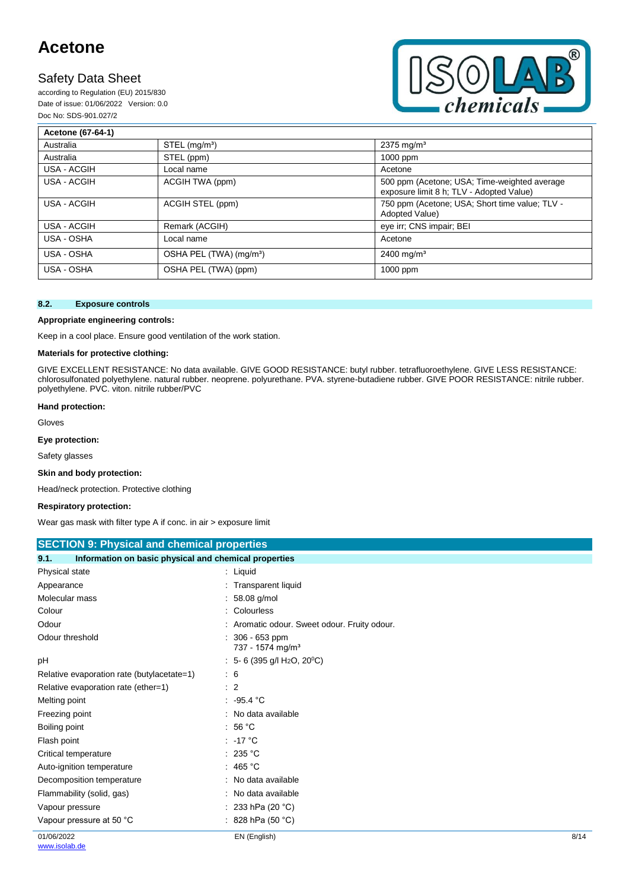| Acetone (67-64-1) | | |
|---|---|---|
| Australia | STEL (mg/m³) | 2375 mg/m³ |
| Australia | STEL (ppm) | 1000 ppm |
| USA - ACGIH | Local name | Acetone |
| USA - ACGIH | ACGIH TWA (ppm) | 500 ppm (Acetone; USA; Time-weighted average exposure limit 8 h; TLV - Adopted Value) |
| USA - ACGIH | ACGIH STEL (ppm) | 750 ppm (Acetone; USA; Short time value; TLV - Adopted Value) |
| USA - ACGIH | Remark (ACGIH) | eye irr; CNS impair; BEI |
| USA - OSHA | Local name | Acetone |
| USA - OSHA | OSHA PEL (TWA) (mg/m³) | 2400 mg/m³ |
| USA - OSHA | OSHA PEL (TWA) (ppm) | 1000 ppm |

### 8.2. Exposure controls

**Appropriate engineering controls:**

Keep in a cool place. Ensure good ventilation of the work station.

**Materials for protective clothing:**

GIVE EXCELLENT RESISTANCE: No data available. GIVE GOOD RESISTANCE: butyl rubber. tetrafluoroethylene. GIVE LESS RESISTANCE: chlorosulfonated polyethylene. natural rubber. neoprene. polyurethane. PVA. styrene-butadiene rubber. GIVE POOR RESISTANCE: nitrile rubber. polyethylene. PVC. viton. nitrile rubber/PVC

**Hand protection:**

Gloves

**Eye protection:**

Safety glasses

**Skin and body protection:**

Head/neck protection. Protective clothing

**Respiratory protection:**

Wear gas mask with filter type A if conc. in air > exposure limit

## SECTION 9: Physical and chemical properties

### 9.1. Information on basic physical and chemical properties

| | |
|---|---|
| Physical state | : Liquid |
| Appearance | : Transparent liquid |
| Molecular mass | : 58.08 g/mol |
| Colour | : Colourless |
| Odour | : Aromatic odour. Sweet odour. Fruity odour. |
| Odour threshold | : 306 - 653 ppm<br>737 - 1574 mg/m³ |
| pH | : 5- 6 (395 g/l $H_2O$, 20⁰C) |
| Relative evaporation rate (butylacetate=1) | : 6 |
| Relative evaporation rate (ether=1) | : 2 |
| Melting point | : -95.4 °C |
| Freezing point | : No data available |
| Boiling point | : 56 °C |
| Flash point | : -17 °C |
| Critical temperature | : 235 °C |
| Auto-ignition temperature | : 465 °C |
| Decomposition temperature | : No data available |
| Flammability (solid, gas) | : No data available |
| Vapour pressure | : 233 hPa (20 °C) |
| Vapour pressure at 50 °C | : 828 hPa (50 °C) |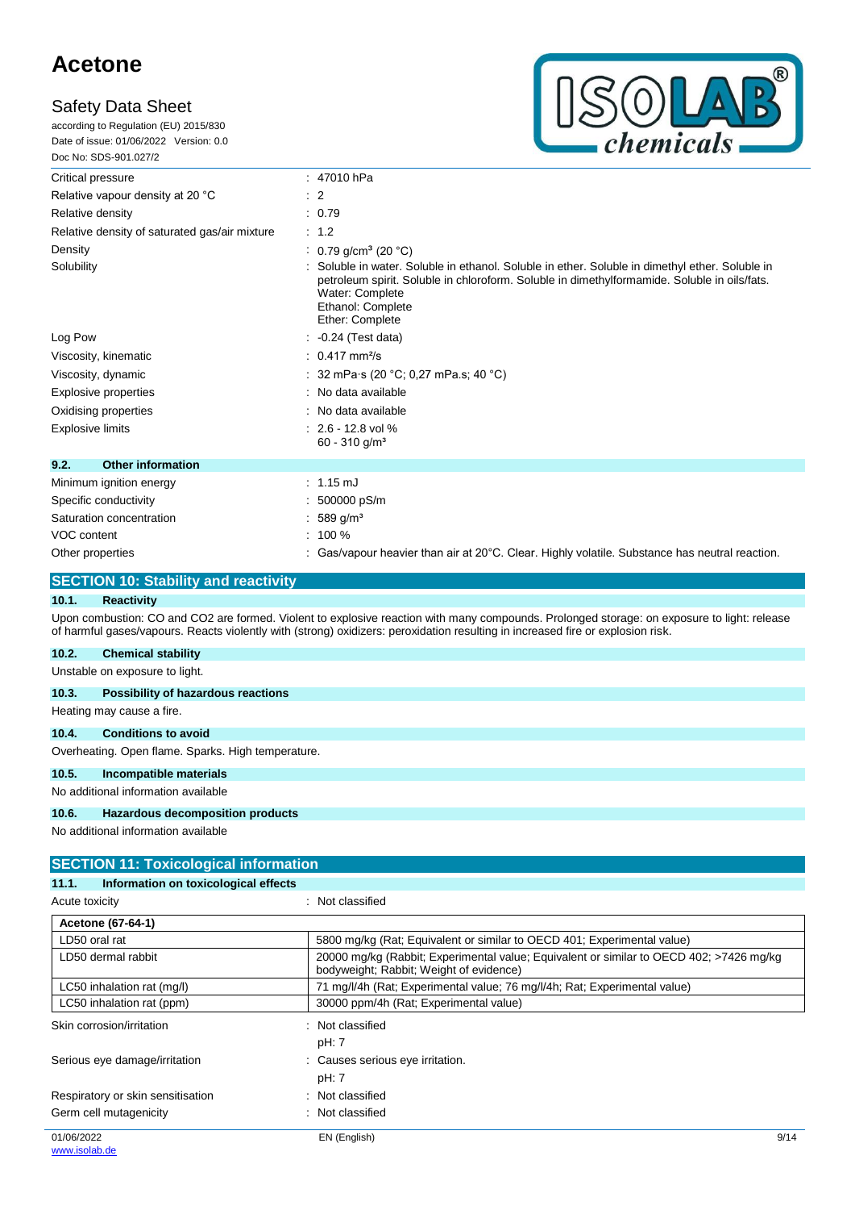| | |
|---|---|
| Critical pressure | : 47010 hPa |
| Relative vapour density at 20 °C | : 2 |
| Relative density | : 0.79 |
| Relative density of saturated gas/air mixture | : 1.2 |
| Density | : 0.79 g/cm³ (20 °C) |
| Solubility | : Soluble in water. Soluble in ethanol. Soluble in ether. Soluble in dimethyl ether. Soluble in petroleum spirit. Soluble in chloroform. Soluble in dimethylformamide. Soluble in oils/fats.<br>Water: Complete<br>Ethanol: Complete<br>Ether: Complete |
| Log Pow | : -0.24 (Test data) |
| Viscosity, kinematic | : 0.417 mm²/s |
| Viscosity, dynamic | : 32 mPa·s (20 °C; 0,27 mPa.s; 40 °C) |
| Explosive properties | : No data available |
| Oxidising properties | : No data available |
| Explosive limits | : 2.6 - 12.8 vol %<br>60 - 310 g/m³ |

### 9.2. Other information

| | |
|---|---|
| Minimum ignition energy | : 1.15 mJ |
| Specific conductivity | : 500000 pS/m |
| Saturation concentration | : 589 g/m³ |
| VOC content | : 100 % |
| Other properties | : Gas/vapour heavier than air at 20°C. Clear. Highly volatile. Substance has neutral reaction. |

## SECTION 10: Stability and reactivity

### 10.1. Reactivity

Upon combustion: CO and CO2 are formed. Violent to explosive reaction with many compounds. Prolonged storage: on exposure to light: release of harmful gases/vapours. Reacts violently with (strong) oxidizers: peroxidation resulting in increased fire or explosion risk.

### 10.2. Chemical stability

Unstable on exposure to light.

### 10.3. Possibility of hazardous reactions

Heating may cause a fire.

### 10.4. Conditions to avoid

Overheating. Open flame. Sparks. High temperature.

### 10.5. Incompatible materials

No additional information available

### 10.6. Hazardous decomposition products

No additional information available

## SECTION 11: Toxicological information

### 11.1. Information on toxicological effects

Acute toxicity : Not classified

| Acetone (67-64-1) | |
|---|---|
| LD50 oral rat | 5800 mg/kg (Rat; Equivalent or similar to OECD 401; Experimental value) |
| LD50 dermal rabbit | 20000 mg/kg (Rabbit; Experimental value; Equivalent or similar to OECD 402; >7426 mg/kg bodyweight; Rabbit; Weight of evidence) |
| LC50 inhalation rat (mg/l) | 71 mg/l/4h (Rat; Experimental value; 76 mg/l/4h; Rat; Experimental value) |
| LC50 inhalation rat (ppm) | 30000 ppm/4h (Rat; Experimental value) |

| | |
|---|---|
| Skin corrosion/irritation | : Not classified<br>pH: 7 |
| Serious eye damage/irritation | : Causes serious eye irritation.<br>pH: 7 |
| Respiratory or skin sensitisation | : Not classified |
| Germ cell mutagenicity | : Not classified |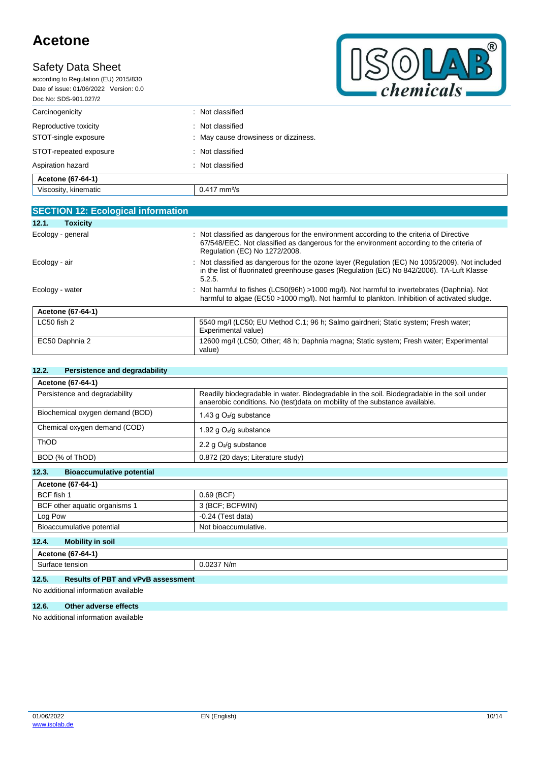| | |
|---|---|
| Carcinogenicity | : Not classified |
| Reproductive toxicity | : Not classified |
| STOT-single exposure | : May cause drowsiness or dizziness. |
| STOT-repeated exposure | : Not classified |
| Aspiration hazard | : Not classified |

| Acetone (67-64-1) | |
|---|---|
| Viscosity, kinematic | 0.417 $mm^2/s$ |

## SECTION 12: Ecological information

### 12.1. Toxicity

| | |
|---|---|
| Ecology - general | : Not classified as dangerous for the environment according to the criteria of Directive 67/548/EEC. Not classified as dangerous for the environment according to the criteria of Regulation (EC) No 1272/2008. |
| Ecology - air | : Not classified as dangerous for the ozone layer (Regulation (EC) No 1005/2009). Not included in the list of fluorinated greenhouse gases (Regulation (EC) No 842/2006). TA-Luft Klasse 5.2.5. |
| Ecology - water | : Not harmful to fishes (LC50(96h) >1000 mg/l). Not harmful to invertebrates (Daphnia). Not harmful to algae (EC50 >1000 mg/l). Not harmful to plankton. Inhibition of activated sludge. |

| Acetone (67-64-1) | |
|---|---|
| LC50 fish 2 | 5540 mg/l (LC50; EU Method C.1; 96 h; Salmo gairdneri; Static system; Fresh water; Experimental value) |
| EC50 Daphnia 2 | 12600 mg/l (LC50; Other; 48 h; Daphnia magna; Static system; Fresh water; Experimental value) |

### 12.2. Persistence and degradability

| Acetone (67-64-1) | |
|---|---|
| Persistence and degradability | Readily biodegradable in water. Biodegradable in the soil. Biodegradable in the soil under anaerobic conditions. No (test)data on mobility of the substance available. |
| Biochemical oxygen demand (BOD) | 1.43 g $O_2$/g substance |
| Chemical oxygen demand (COD) | 1.92 g $O_2$/g substance |
| ThOD | 2.2 g $O_2$/g substance |
| BOD (% of ThOD) | 0.872 (20 days; Literature study) |

### 12.3. Bioaccumulative potential

| Acetone (67-64-1) | |
|---|---|
| BCF fish 1 | 0.69 (BCF) |
| BCF other aquatic organisms 1 | 3 (BCF; BCFWIN) |
| Log Pow | -0.24 (Test data) |
| Bioaccumulative potential | Not bioaccumulative. |

### 12.4. Mobility in soil

| Acetone (67-64-1) | |
|---|---|
| Surface tension | 0.0237 N/m |

### 12.5. Results of PBT and vPvB assessment

No additional information available

### 12.6. Other adverse effects

No additional information available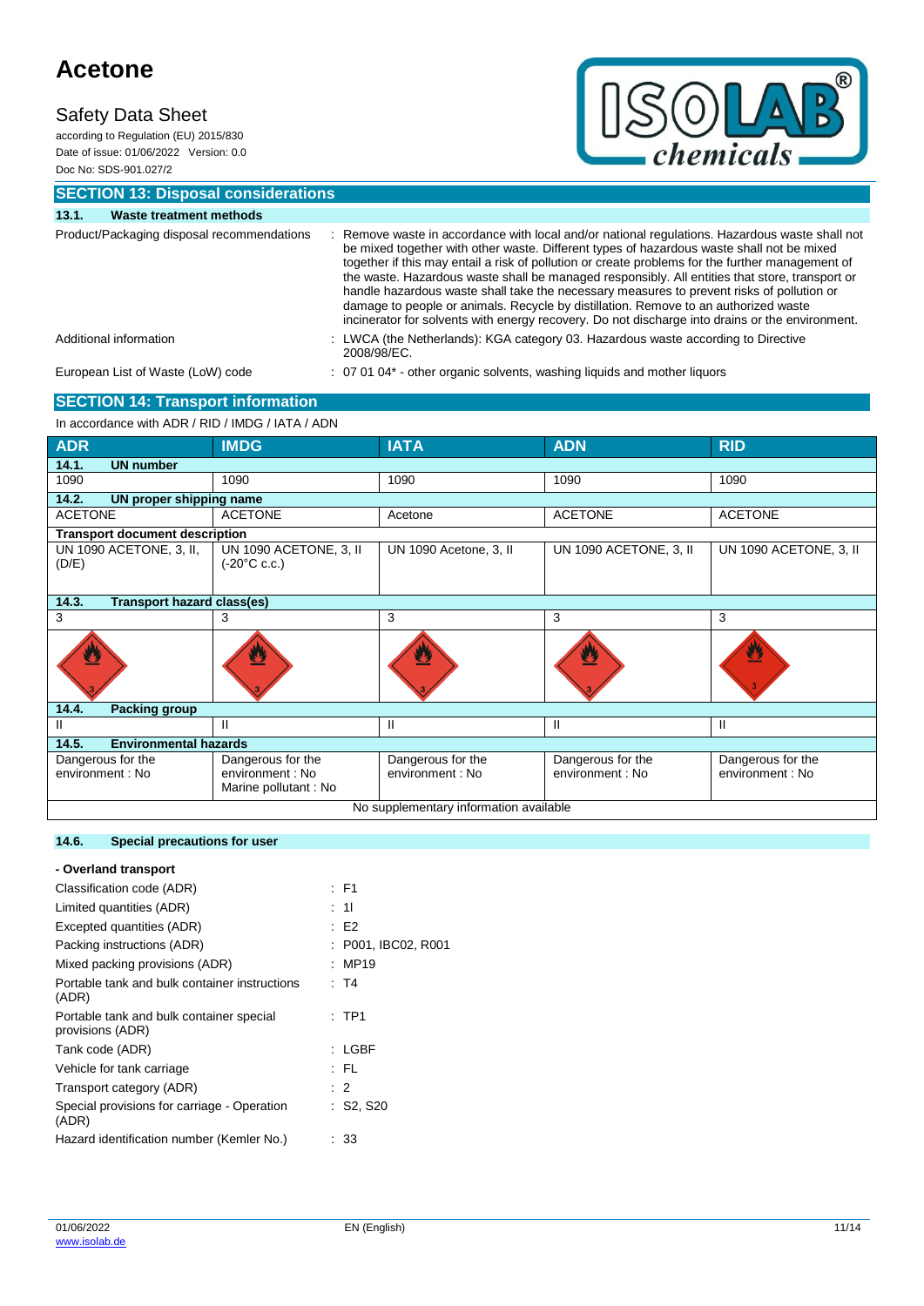## SECTION 13: Disposal considerations

### 13.1. Waste treatment methods

Product/Packaging disposal recommendations : Remove waste in accordance with local and/or national regulations. Hazardous waste shall not be mixed together with other waste. Different types of hazardous waste shall not be mixed together if this may entail a risk of pollution or create problems for the further management of the waste. Hazardous waste shall be managed responsibly. All entities that store, transport or handle hazardous waste shall take the necessary measures to prevent risks of pollution or damage to people or animals. Recycle by distillation. Remove to an authorized waste incinerator for solvents with energy recovery. Do not discharge into drains or the environment.

Additional information : LWCA (the Netherlands): KGA category 03. Hazardous waste according to Directive 2008/98/EC.

European List of Waste (LoW) code : 07 01 04* - other organic solvents, washing liquids and mother liquors

## SECTION 14: Transport information

In accordance with ADR / RID / IMDG / IATA / ADN

| ADR | IMDG | IATA | ADN | RID |
|---|---|---|---|---|
| **14.1. UN number** | | | | |
| 1090 | 1090 | 1090 | 1090 | 1090 |
| **14.2. UN proper shipping name** | | | | |
| ACETONE | ACETONE | Acetone | ACETONE | ACETONE |
| **Transport document description** | | | | |
| UN 1090 ACETONE, 3, II, (D/E) | UN 1090 ACETONE, 3, II (-20°C c.c.) | UN 1090 Acetone, 3, II | UN 1090 ACETONE, 3, II | UN 1090 ACETONE, 3, II |
| **14.3. Transport hazard class(es)** | | | | |
| 3 | 3 | 3 | 3 | 3 |
| **14.4. Packing group** | | | | |
| II | II | II | II | II |
| **14.5. Environmental hazards** | | | | |
| Dangerous for the environment : No | Dangerous for the environment : No<br>Marine pollutant : No | Dangerous for the environment : No | Dangerous for the environment : No | Dangerous for the environment : No |
| No supplementary information available | | | | |

### 14.6. Special precautions for user

**- Overland transport**

Classification code (ADR) : F1

Limited quantities (ADR) : 1l

Excepted quantities (ADR) : E2

Packing instructions (ADR) : P001, IBC02, R001

Mixed packing provisions (ADR) : MP19

Portable tank and bulk container instructions (ADR) : T4

Portable tank and bulk container special provisions (ADR) : TP1

Tank code (ADR) : LGBF

Vehicle for tank carriage : FL

Transport category (ADR) : 2

Special provisions for carriage - Operation (ADR) : S2, S20

Hazard identification number (Kemler No.) : 33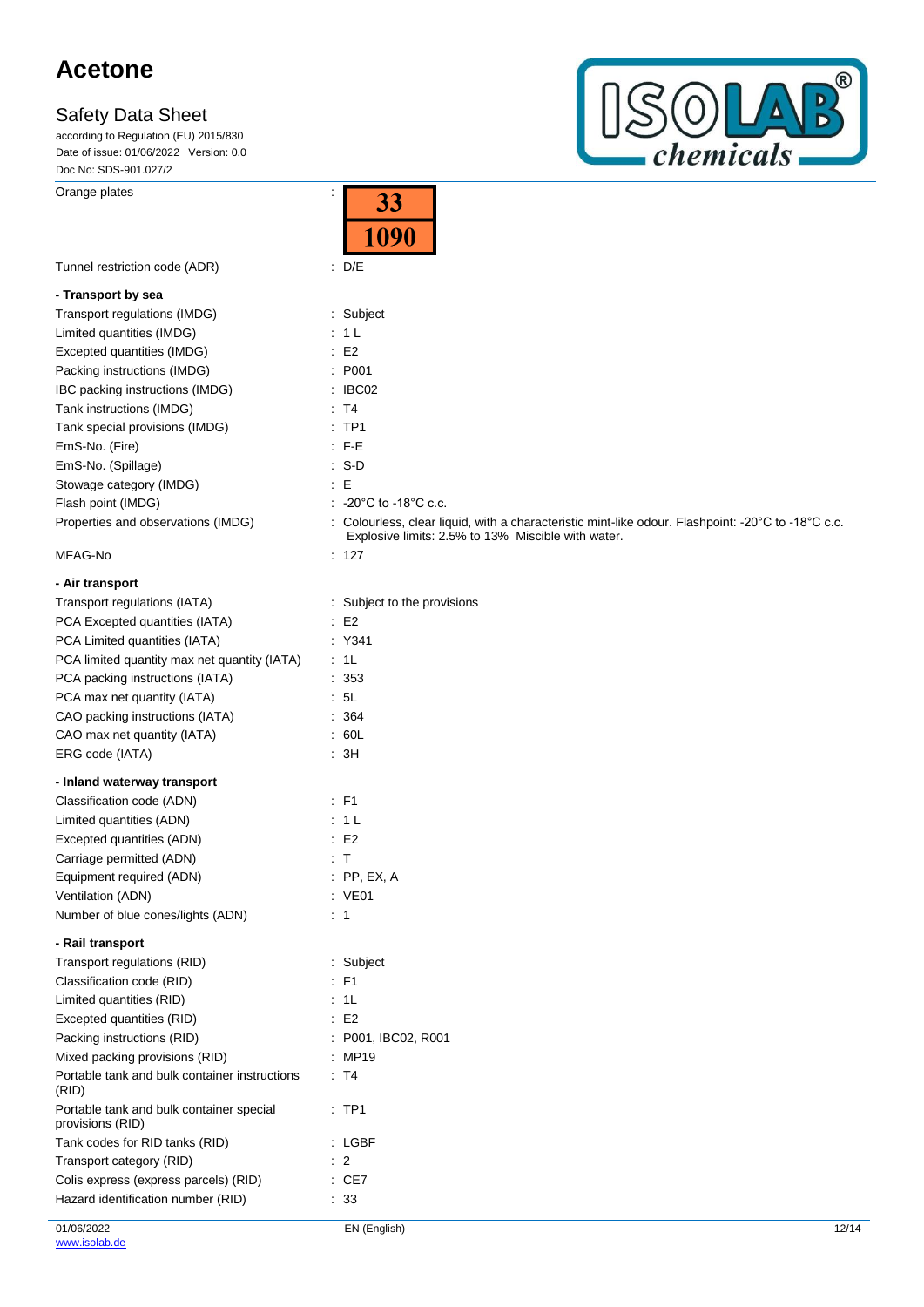| | | |
|---|---|---|
| Orange plates | : | 33 / 1090 |
| Tunnel restriction code (ADR) | : | D/E |

**- Transport by sea**

| | | |
|---|---|---|
| Transport regulations (IMDG) | : | Subject |
| Limited quantities (IMDG) | : | 1 L |
| Excepted quantities (IMDG) | : | E2 |
| Packing instructions (IMDG) | : | P001 |
| IBC packing instructions (IMDG) | : | IBC02 |
| Tank instructions (IMDG) | : | T4 |
| Tank special provisions (IMDG) | : | TP1 |
| EmS-No. (Fire) | : | F-E |
| EmS-No. (Spillage) | : | S-D |
| Stowage category (IMDG) | : | E |
| Flash point (IMDG) | : | -20°C to -18°C c.c. |
| Properties and observations (IMDG) | : | Colourless, clear liquid, with a characteristic mint-like odour. Flashpoint: -20°C to -18°C c.c. Explosive limits: 2.5% to 13% Miscible with water. |
| MFAG-No | : | 127 |

**- Air transport**

| | | |
|---|---|---|
| Transport regulations (IATA) | : | Subject to the provisions |
| PCA Excepted quantities (IATA) | : | E2 |
| PCA Limited quantities (IATA) | : | Y341 |
| PCA limited quantity max net quantity (IATA) | : | 1L |
| PCA packing instructions (IATA) | : | 353 |
| PCA max net quantity (IATA) | : | 5L |
| CAO packing instructions (IATA) | : | 364 |
| CAO max net quantity (IATA) | : | 60L |
| ERG code (IATA) | : | 3H |

**- Inland waterway transport**

| | | |
|---|---|---|
| Classification code (ADN) | : | F1 |
| Limited quantities (ADN) | : | 1 L |
| Excepted quantities (ADN) | : | E2 |
| Carriage permitted (ADN) | : | T |
| Equipment required (ADN) | : | PP, EX, A |
| Ventilation (ADN) | : | VE01 |
| Number of blue cones/lights (ADN) | : | 1 |

**- Rail transport**

| | | |
|---|---|---|
| Transport regulations (RID) | : | Subject |
| Classification code (RID) | : | F1 |
| Limited quantities (RID) | : | 1L |
| Excepted quantities (RID) | : | E2 |
| Packing instructions (RID) | : | P001, IBC02, R001 |
| Mixed packing provisions (RID) | : | MP19 |
| Portable tank and bulk container instructions (RID) | : | T4 |
| Portable tank and bulk container special provisions (RID) | : | TP1 |
| Tank codes for RID tanks (RID) | : | LGBF |
| Transport category (RID) | : | 2 |
| Colis express (express parcels) (RID) | : | CE7 |
| Hazard identification number (RID) | : | 33 |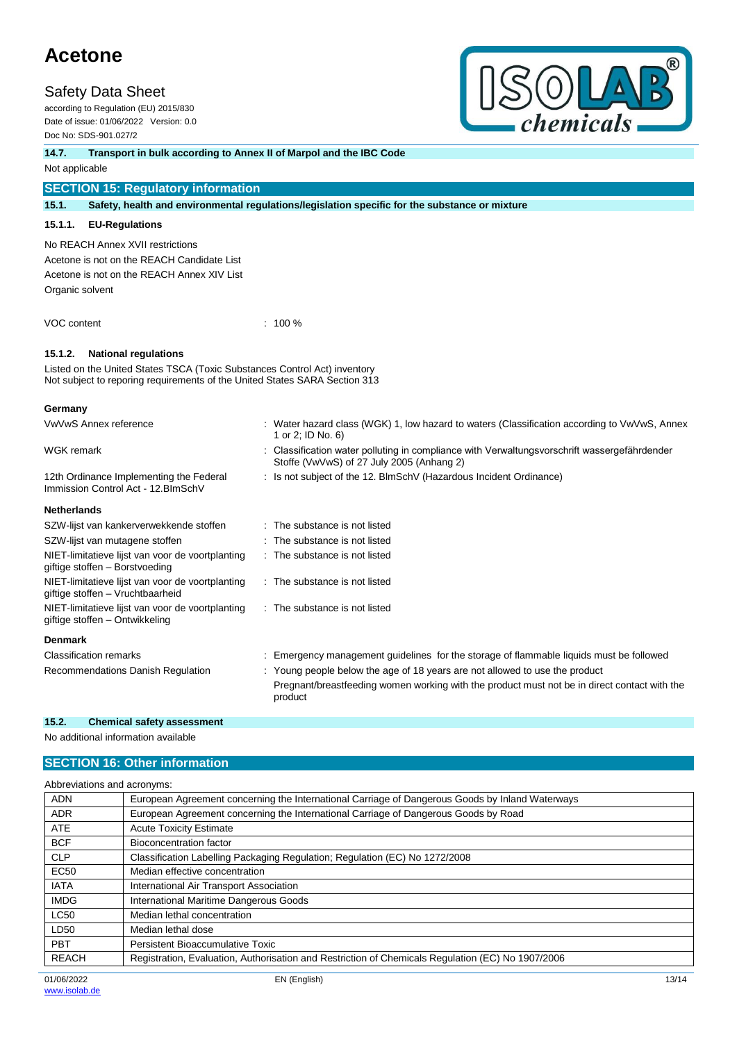### 14.7. Transport in bulk according to Annex II of Marpol and the IBC Code

Not applicable

## SECTION 15: Regulatory information

### 15.1. Safety, health and environmental regulations/legislation specific for the substance or mixture

#### 15.1.1. EU-Regulations

No REACH Annex XVII restrictions
Acetone is not on the REACH Candidate List
Acetone is not on the REACH Annex XIV List
Organic solvent

VOC content : 100 %

#### 15.1.2. National regulations

Listed on the United States TSCA (Toxic Substances Control Act) inventory
Not subject to reporing requirements of the United States SARA Section 313

**Germany**

| | |
|---|---|
| VwVwS Annex reference | : Water hazard class (WGK) 1, low hazard to waters (Classification according to VwVwS, Annex 1 or 2; ID No. 6) |
| WGK remark | : Classification water polluting in compliance with Verwaltungsvorschrift wassergefährdender Stoffe (VwVwS) of 27 July 2005 (Anhang 2) |
| 12th Ordinance Implementing the Federal Immission Control Act - 12.BImSchV | : Is not subject of the 12. BlmSchV (Hazardous Incident Ordinance) |

**Netherlands**

| | |
|---|---|
| SZW-lijst van kankerverwekkende stoffen | : The substance is not listed |
| SZW-lijst van mutagene stoffen | : The substance is not listed |
| NIET-limitatieve lijst van voor de voortplanting giftige stoffen – Borstvoeding | : The substance is not listed |
| NIET-limitatieve lijst van voor de voortplanting giftige stoffen – Vruchtbaarheid | : The substance is not listed |
| NIET-limitatieve lijst van voor de voortplanting giftige stoffen – Ontwikkeling | : The substance is not listed |

**Denmark**

| | |
|---|---|
| Classification remarks | : Emergency management guidelines for the storage of flammable liquids must be followed |
| Recommendations Danish Regulation | : Young people below the age of 18 years are not allowed to use the product<br>Pregnant/breastfeeding women working with the product must not be in direct contact with the product |

### 15.2. Chemical safety assessment

No additional information available

## SECTION 16: Other information

Abbreviations and acronyms:

| | |
|---|---|
| ADN | European Agreement concerning the International Carriage of Dangerous Goods by Inland Waterways |
| ADR | European Agreement concerning the International Carriage of Dangerous Goods by Road |
| ATE | Acute Toxicity Estimate |
| BCF | Bioconcentration factor |
| CLP | Classification Labelling Packaging Regulation; Regulation (EC) No 1272/2008 |
| EC50 | Median effective concentration |
| IATA | International Air Transport Association |
| IMDG | International Maritime Dangerous Goods |
| LC50 | Median lethal concentration |
| LD50 | Median lethal dose |
| PBT | Persistent Bioaccumulative Toxic |
| REACH | Registration, Evaluation, Authorisation and Restriction of Chemicals Regulation (EC) No 1907/2006 |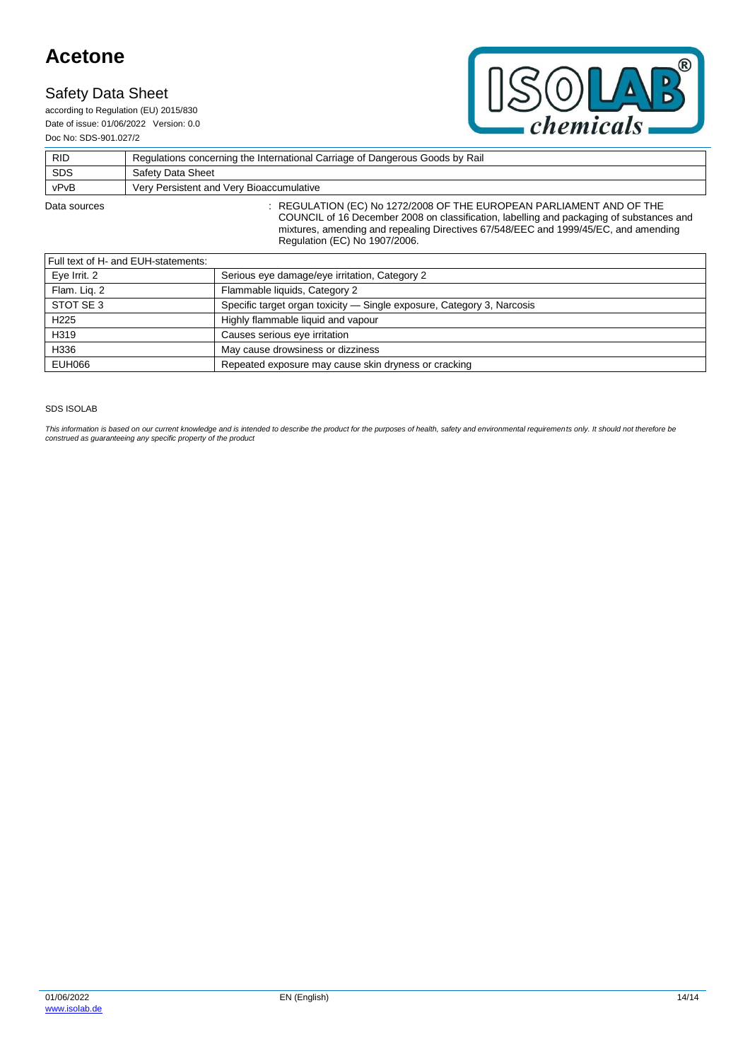| | |
|---|---|
| RID | Regulations concerning the International Carriage of Dangerous Goods by Rail |
| SDS | Safety Data Sheet |
| vPvB | Very Persistent and Very Bioaccumulative |

Data sources : REGULATION (EC) No 1272/2008 OF THE EUROPEAN PARLIAMENT AND OF THE COUNCIL of 16 December 2008 on classification, labelling and packaging of substances and mixtures, amending and repealing Directives 67/548/EEC and 1999/45/EC, and amending Regulation (EC) No 1907/2006.

| Full text of H- and EUH-statements: | |
|---|---|
| Eye Irrit. 2 | Serious eye damage/eye irritation, Category 2 |
| Flam. Liq. 2 | Flammable liquids, Category 2 |
| STOT SE 3 | Specific target organ toxicity — Single exposure, Category 3, Narcosis |
| H225 | Highly flammable liquid and vapour |
| H319 | Causes serious eye irritation |
| H336 | May cause drowsiness or dizziness |
| EUH066 | Repeated exposure may cause skin dryness or cracking |

SDS ISOLAB

*This information is based on our current knowledge and is intended to describe the product for the purposes of health, safety and environmental requirements only. It should not therefore be construed as guaranteeing any specific property of the product*